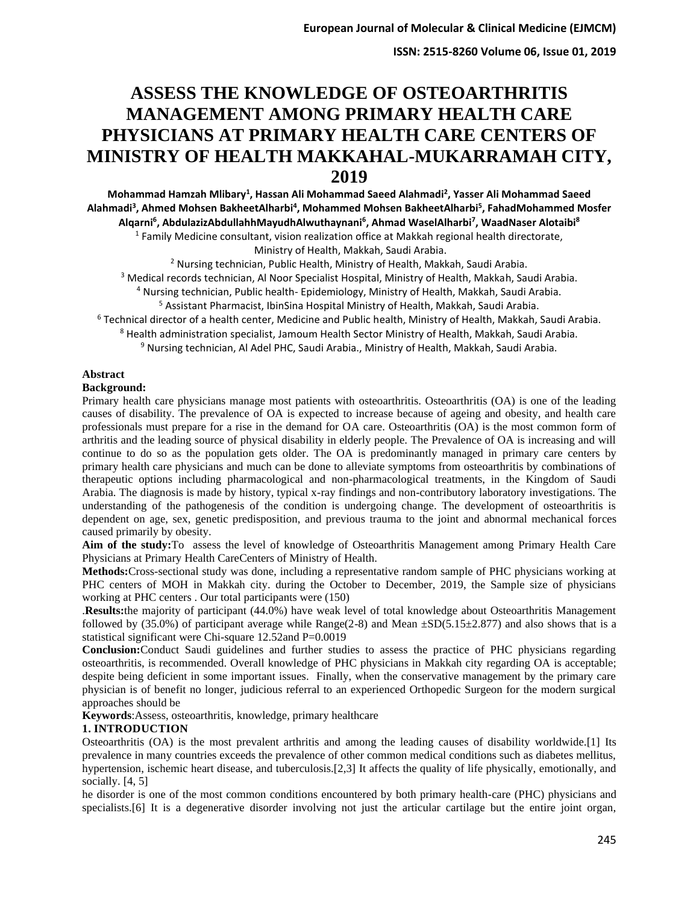# ASSESS THE KNOWLEDGE OF OSTEOARTHRITIS MANAGEMENT AMONG PRIMARY HEALTH CARE PHYSICIANS AT PRIMARY HEALTH CARE CENTERS OF MINISTRY OF HEALTH MAKKAHAL-MUKARRAMAH CITY, 2019

**Mohammad Hamzah Mlibary[1], Hassan Ali Mohammad Saeed Alahmadi[2], Yasser Ali Mohammad Saeed Alahmadi[3], Ahmed Mohsen BakheetAlharbi[4], Mohammed Mohsen BakheetAlharbi[5], FahadMohammed Mosfer Alqarni[6], AbdulazizAbdullahhMayudhAlwuthaynani[6], Ahmad WaselAlharbi[7], WaadNaser Alotaibi[8]**

[1] Family Medicine consultant, vision realization office at Makkah regional health directorate, Ministry of Health, Makkah, Saudi Arabia.

[2] Nursing technician, Public Health, Ministry of Health, Makkah, Saudi Arabia.

[3] Medical records technician, Al Noor Specialist Hospital, Ministry of Health, Makkah, Saudi Arabia.

[4] Nursing technician, Public health- Epidemiology, Ministry of Health, Makkah, Saudi Arabia.

[5] Assistant Pharmacist, IbinSina Hospital Ministry of Health, Makkah, Saudi Arabia.

[6] Technical director of a health center, Medicine and Public health, Ministry of Health, Makkah, Saudi Arabia.

[8] Health administration specialist, Jamoum Health Sector Ministry of Health, Makkah, Saudi Arabia.

[9] Nursing technician, Al Adel PHC, Saudi Arabia., Ministry of Health, Makkah, Saudi Arabia.

## Abstract

**Background:**

Primary health care physicians manage most patients with osteoarthritis. Osteoarthritis (OA) is one of the leading causes of disability. The prevalence of OA is expected to increase because of ageing and obesity, and health care professionals must prepare for a rise in the demand for OA care. Osteoarthritis (OA) is the most common form of arthritis and the leading source of physical disability in elderly people. The Prevalence of OA is increasing and will continue to do so as the population gets older. The OA is predominantly managed in primary care centers by primary health care physicians and much can be done to alleviate symptoms from osteoarthritis by combinations of therapeutic options including pharmacological and non-pharmacological treatments, in the Kingdom of Saudi Arabia. The diagnosis is made by history, typical x-ray findings and non-contributory laboratory investigations. The understanding of the pathogenesis of the condition is undergoing change. The development of osteoarthritis is dependent on age, sex, genetic predisposition, and previous trauma to the joint and abnormal mechanical forces caused primarily by obesity.

**Aim of the study:**To assess the level of knowledge of Osteoarthritis Management among Primary Health Care Physicians at Primary Health CareCenters of Ministry of Health.

**Methods:**Cross-sectional study was done, including a representative random sample of PHC physicians working at PHC centers of MOH in Makkah city. during the October to December, 2019, the Sample size of physicians working at PHC centers . Our total participants were (150)

.**Results:**the majority of participant (44.0%) have weak level of total knowledge about Osteoarthritis Management followed by (35.0%) of participant average while Range(2-8) and Mean ±SD(5.15±2.877) and also shows that is a statistical significant were Chi-square 12.52and P=0.0019

**Conclusion:**Conduct Saudi guidelines and further studies to assess the practice of PHC physicians regarding osteoarthritis, is recommended. Overall knowledge of PHC physicians in Makkah city regarding OA is acceptable; despite being deficient in some important issues. Finally, when the conservative management by the primary care physician is of benefit no longer, judicious referral to an experienced Orthopedic Surgeon for the modern surgical approaches should be

**Keywords**:Assess, osteoarthritis, knowledge, primary healthcare

## 1. INTRODUCTION

Osteoarthritis (OA) is the most prevalent arthritis and among the leading causes of disability worldwide.[1] Its prevalence in many countries exceeds the prevalence of other common medical conditions such as diabetes mellitus, hypertension, ischemic heart disease, and tuberculosis.[2,3] It affects the quality of life physically, emotionally, and socially. [4, 5]

he disorder is one of the most common conditions encountered by both primary health-care (PHC) physicians and specialists.[6] It is a degenerative disorder involving not just the articular cartilage but the entire joint organ,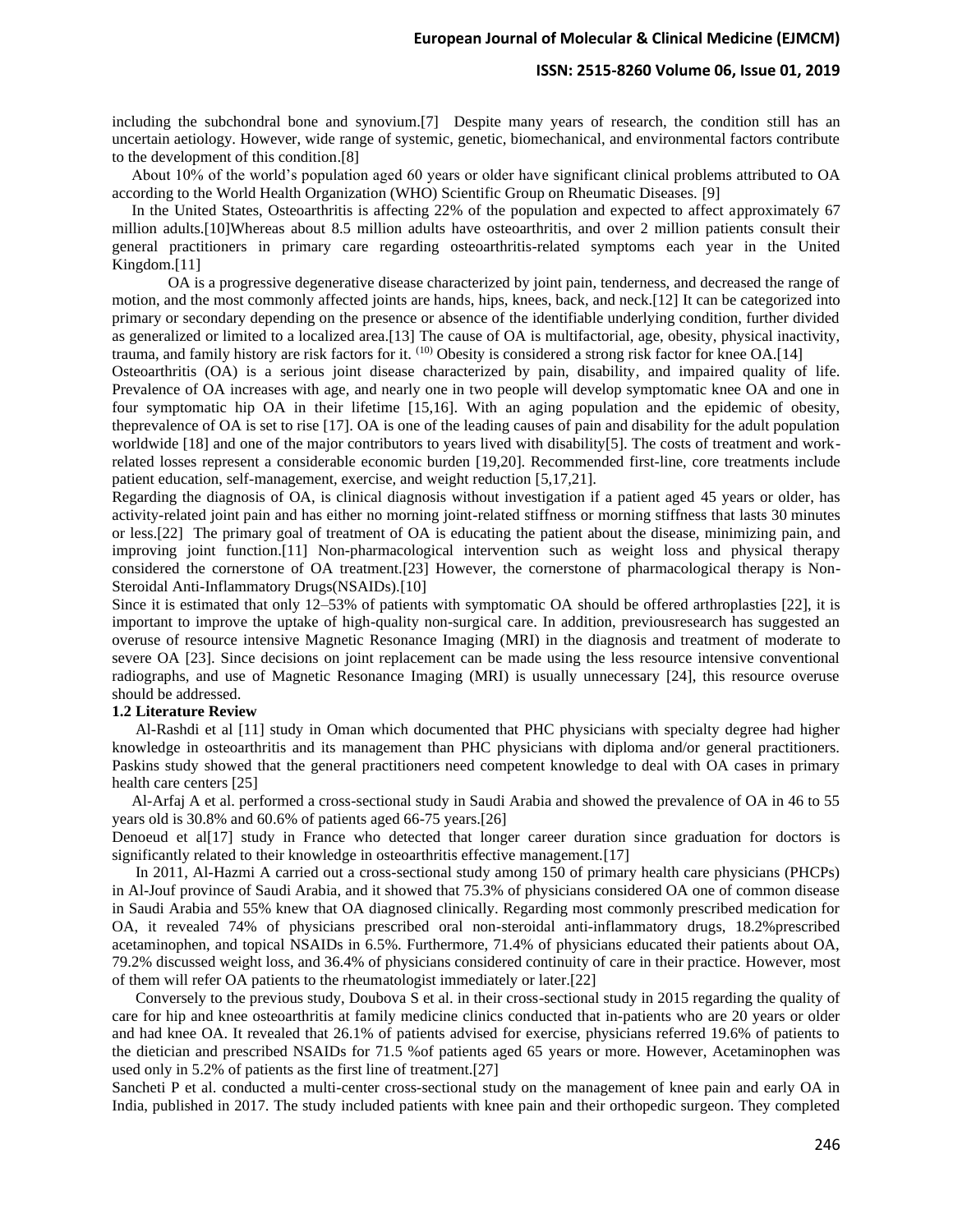including the subchondral bone and synovium.[7] Despite many years of research, the condition still has an uncertain aetiology. However, wide range of systemic, genetic, biomechanical, and environmental factors contribute to the development of this condition.[8]

About 10% of the world's population aged 60 years or older have significant clinical problems attributed to OA according to the World Health Organization (WHO) Scientific Group on Rheumatic Diseases. [9]

In the United States, Osteoarthritis is affecting 22% of the population and expected to affect approximately 67 million adults.[10]Whereas about 8.5 million adults have osteoarthritis, and over 2 million patients consult their general practitioners in primary care regarding osteoarthritis-related symptoms each year in the United Kingdom.[11]

OA is a progressive degenerative disease characterized by joint pain, tenderness, and decreased the range of motion, and the most commonly affected joints are hands, hips, knees, back, and neck.[12] It can be categorized into primary or secondary depending on the presence or absence of the identifiable underlying condition, further divided as generalized or limited to a localized area.[13] The cause of OA is multifactorial, age, obesity, physical inactivity, trauma, and family history are risk factors for it. (10) Obesity is considered a strong risk factor for knee OA.[14]

Osteoarthritis (OA) is a serious joint disease characterized by pain, disability, and impaired quality of life. Prevalence of OA increases with age, and nearly one in two people will develop symptomatic knee OA and one in four symptomatic hip OA in their lifetime [15,16]. With an aging population and the epidemic of obesity, theprevalence of OA is set to rise [17]. OA is one of the leading causes of pain and disability for the adult population worldwide [18] and one of the major contributors to years lived with disability[5]. The costs of treatment and work-related losses represent a considerable economic burden [19,20]. Recommended first-line, core treatments include patient education, self-management, exercise, and weight reduction [5,17,21].

Regarding the diagnosis of OA, is clinical diagnosis without investigation if a patient aged 45 years or older, has activity-related joint pain and has either no morning joint-related stiffness or morning stiffness that lasts 30 minutes or less.[22] The primary goal of treatment of OA is educating the patient about the disease, minimizing pain, and improving joint function.[11] Non-pharmacological intervention such as weight loss and physical therapy considered the cornerstone of OA treatment.[23] However, the cornerstone of pharmacological therapy is Non-Steroidal Anti-Inflammatory Drugs(NSAIDs).[10]

Since it is estimated that only 12–53% of patients with symptomatic OA should be offered arthroplasties [22], it is important to improve the uptake of high-quality non-surgical care. In addition, previousresearch has suggested an overuse of resource intensive Magnetic Resonance Imaging (MRI) in the diagnosis and treatment of moderate to severe OA [23]. Since decisions on joint replacement can be made using the less resource intensive conventional radiographs, and use of Magnetic Resonance Imaging (MRI) is usually unnecessary [24], this resource overuse should be addressed.

### 1.2 Literature Review

Al-Rashdi et al [11] study in Oman which documented that PHC physicians with specialty degree had higher knowledge in osteoarthritis and its management than PHC physicians with diploma and/or general practitioners. Paskins study showed that the general practitioners need competent knowledge to deal with OA cases in primary health care centers [25]

Al-Arfaj A et al. performed a cross-sectional study in Saudi Arabia and showed the prevalence of OA in 46 to 55 years old is 30.8% and 60.6% of patients aged 66-75 years.[26]

Denoeud et al[17] study in France who detected that longer career duration since graduation for doctors is significantly related to their knowledge in osteoarthritis effective management.[17]

In 2011, Al-Hazmi A carried out a cross-sectional study among 150 of primary health care physicians (PHCPs) in Al-Jouf province of Saudi Arabia, and it showed that 75.3% of physicians considered OA one of common disease in Saudi Arabia and 55% knew that OA diagnosed clinically. Regarding most commonly prescribed medication for OA, it revealed 74% of physicians prescribed oral non-steroidal anti-inflammatory drugs, 18.2%prescribed acetaminophen, and topical NSAIDs in 6.5%. Furthermore, 71.4% of physicians educated their patients about OA, 79.2% discussed weight loss, and 36.4% of physicians considered continuity of care in their practice. However, most of them will refer OA patients to the rheumatologist immediately or later.[22]

Conversely to the previous study, Doubova S et al. in their cross-sectional study in 2015 regarding the quality of care for hip and knee osteoarthritis at family medicine clinics conducted that in-patients who are 20 years or older and had knee OA. It revealed that 26.1% of patients advised for exercise, physicians referred 19.6% of patients to the dietician and prescribed NSAIDs for 71.5 %of patients aged 65 years or more. However, Acetaminophen was used only in 5.2% of patients as the first line of treatment.[27]

Sancheti P et al. conducted a multi-center cross-sectional study on the management of knee pain and early OA in India, published in 2017. The study included patients with knee pain and their orthopedic surgeon. They completed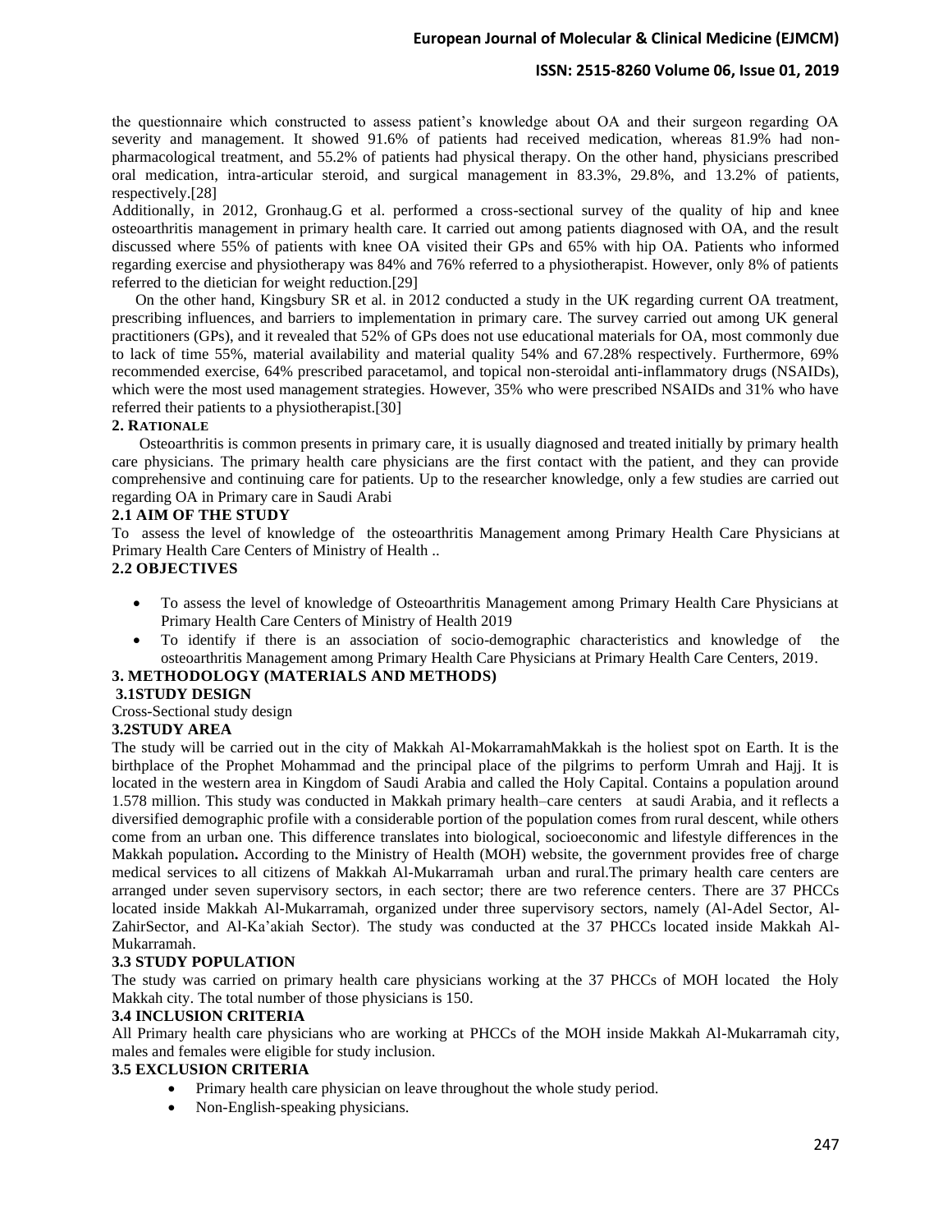the questionnaire which constructed to assess patient's knowledge about OA and their surgeon regarding OA severity and management. It showed 91.6% of patients had received medication, whereas 81.9% had non-pharmacological treatment, and 55.2% of patients had physical therapy. On the other hand, physicians prescribed oral medication, intra-articular steroid, and surgical management in 83.3%, 29.8%, and 13.2% of patients, respectively.[28]

Additionally, in 2012, Gronhaug.G et al. performed a cross-sectional survey of the quality of hip and knee osteoarthritis management in primary health care. It carried out among patients diagnosed with OA, and the result discussed where 55% of patients with knee OA visited their GPs and 65% with hip OA. Patients who informed regarding exercise and physiotherapy was 84% and 76% referred to a physiotherapist. However, only 8% of patients referred to the dietician for weight reduction.[29]

On the other hand, Kingsbury SR et al. in 2012 conducted a study in the UK regarding current OA treatment, prescribing influences, and barriers to implementation in primary care. The survey carried out among UK general practitioners (GPs), and it revealed that 52% of GPs does not use educational materials for OA, most commonly due to lack of time 55%, material availability and material quality 54% and 67.28% respectively. Furthermore, 69% recommended exercise, 64% prescribed paracetamol, and topical non-steroidal anti-inflammatory drugs (NSAIDs), which were the most used management strategies. However, 35% who were prescribed NSAIDs and 31% who have referred their patients to a physiotherapist.[30]

## 2. RATIONALE

Osteoarthritis is common presents in primary care, it is usually diagnosed and treated initially by primary health care physicians. The primary health care physicians are the first contact with the patient, and they can provide comprehensive and continuing care for patients. Up to the researcher knowledge, only a few studies are carried out regarding OA in Primary care in Saudi Arabi

### 2.1 AIM OF THE STUDY

To assess the level of knowledge of the osteoarthritis Management among Primary Health Care Physicians at Primary Health Care Centers of Ministry of Health ..

### 2.2 OBJECTIVES

- To assess the level of knowledge of Osteoarthritis Management among Primary Health Care Physicians at Primary Health Care Centers of Ministry of Health 2019
- To identify if there is an association of socio-demographic characteristics and knowledge of the osteoarthritis Management among Primary Health Care Physicians at Primary Health Care Centers, 2019.

## 3. METHODOLOGY (MATERIALS AND METHODS)

### 3.1STUDY DESIGN

Cross-Sectional study design

### 3.2STUDY AREA

The study will be carried out in the city of Makkah Al-MokarramahMakkah is the holiest spot on Earth. It is the birthplace of the Prophet Mohammad and the principal place of the pilgrims to perform Umrah and Hajj. It is located in the western area in Kingdom of Saudi Arabia and called the Holy Capital. Contains a population around 1.578 million. This study was conducted in Makkah primary health–care centers at saudi Arabia, and it reflects a diversified demographic profile with a considerable portion of the population comes from rural descent, while others come from an urban one. This difference translates into biological, socioeconomic and lifestyle differences in the Makkah population**.** According to the Ministry of Health (MOH) website, the government provides free of charge medical services to all citizens of Makkah Al-Mukarramah urban and rural.The primary health care centers are arranged under seven supervisory sectors, in each sector; there are two reference centers. There are 37 PHCCs located inside Makkah Al-Mukarramah, organized under three supervisory sectors, namely (Al-Adel Sector, Al-ZahirSector, and Al-Ka'akiah Sector). The study was conducted at the 37 PHCCs located inside Makkah Al-Mukarramah.

### 3.3 STUDY POPULATION

The study was carried on primary health care physicians working at the 37 PHCCs of MOH located the Holy Makkah city. The total number of those physicians is 150.

### 3.4 INCLUSION CRITERIA

All Primary health care physicians who are working at PHCCs of the MOH inside Makkah Al-Mukarramah city, males and females were eligible for study inclusion.

### 3.5 EXCLUSION CRITERIA

- Primary health care physician on leave throughout the whole study period.
- Non-English-speaking physicians.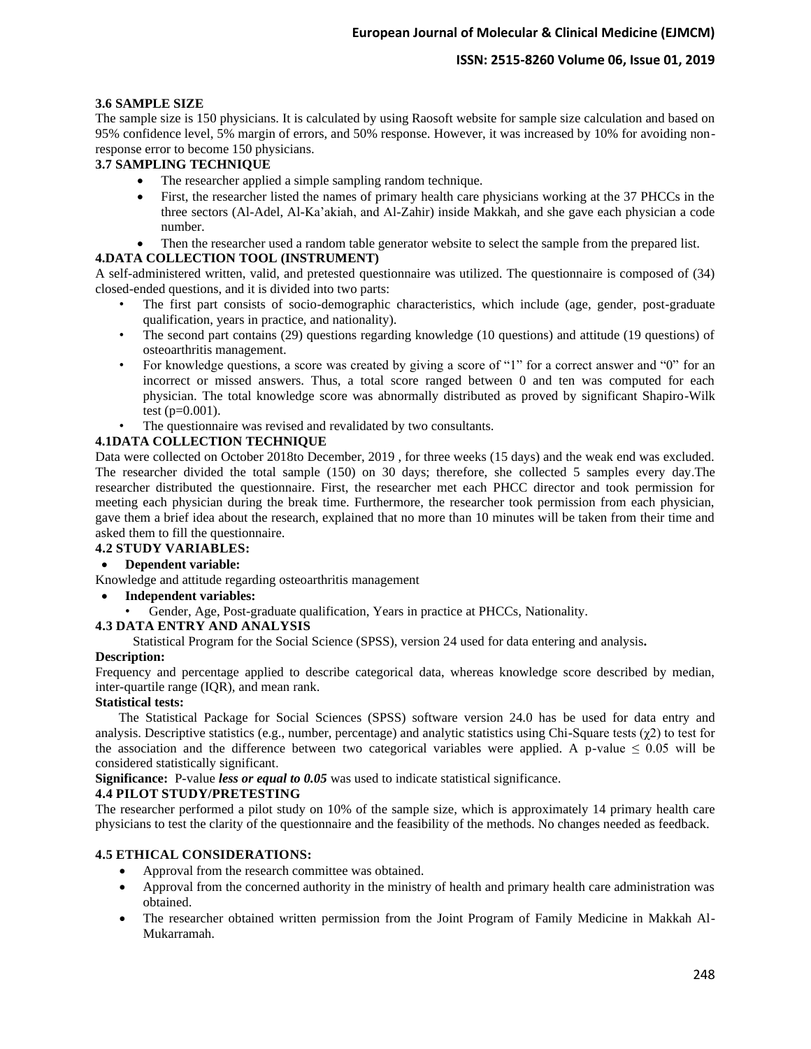### 3.6 SAMPLE SIZE

The sample size is 150 physicians. It is calculated by using Raosoft website for sample size calculation and based on 95% confidence level, 5% margin of errors, and 50% response. However, it was increased by 10% for avoiding non-response error to become 150 physicians.

### 3.7 SAMPLING TECHNIQUE

- The researcher applied a simple sampling random technique.
- First, the researcher listed the names of primary health care physicians working at the 37 PHCCs in the three sectors (Al-Adel, Al-Ka'akiah, and Al-Zahir) inside Makkah, and she gave each physician a code number.
- Then the researcher used a random table generator website to select the sample from the prepared list.

### 4.DATA COLLECTION TOOL (INSTRUMENT)

A self-administered written, valid, and pretested questionnaire was utilized. The questionnaire is composed of (34) closed-ended questions, and it is divided into two parts:

- The first part consists of socio-demographic characteristics, which include (age, gender, post-graduate qualification, years in practice, and nationality).
- The second part contains (29) questions regarding knowledge (10 questions) and attitude (19 questions) of osteoarthritis management.
- For knowledge questions, a score was created by giving a score of "1" for a correct answer and "0" for an incorrect or missed answers. Thus, a total score ranged between 0 and ten was computed for each physician. The total knowledge score was abnormally distributed as proved by significant Shapiro-Wilk test ($p=0.001$).
- The questionnaire was revised and revalidated by two consultants.

### 4.1DATA COLLECTION TECHNIQUE

Data were collected on October 2018to December, 2019 , for three weeks (15 days) and the weak end was excluded. The researcher divided the total sample (150) on 30 days; therefore, she collected 5 samples every day.The researcher distributed the questionnaire. First, the researcher met each PHCC director and took permission for meeting each physician during the break time. Furthermore, the researcher took permission from each physician, gave them a brief idea about the research, explained that no more than 10 minutes will be taken from their time and asked them to fill the questionnaire.

### 4.2 STUDY VARIABLES:

- **Dependent variable:**

Knowledge and attitude regarding osteoarthritis management

- **Independent variables:**
  - Gender, Age, Post-graduate qualification, Years in practice at PHCCs, Nationality.

### 4.3 DATA ENTRY AND ANALYSIS

Statistical Program for the Social Science (SPSS), version 24 used for data entering and analysis**.**

**Description:**

Frequency and percentage applied to describe categorical data, whereas knowledge score described by median, inter-quartile range (IQR), and mean rank.

**Statistical tests:**

The Statistical Package for Social Sciences (SPSS) software version 24.0 has be used for data entry and analysis. Descriptive statistics (e.g., number, percentage) and analytic statistics using Chi-Square tests ($\chi 2$) to test for the association and the difference between two categorical variables were applied. A p-value $\leq 0.05$ will be considered statistically significant.

**Significance:** P-value ***less or equal to 0.05*** was used to indicate statistical significance.

### 4.4 PILOT STUDY/PRETESTING

The researcher performed a pilot study on 10% of the sample size, which is approximately 14 primary health care physicians to test the clarity of the questionnaire and the feasibility of the methods. No changes needed as feedback.

### 4.5 ETHICAL CONSIDERATIONS:

- Approval from the research committee was obtained.
- Approval from the concerned authority in the ministry of health and primary health care administration was obtained.
- The researcher obtained written permission from the Joint Program of Family Medicine in Makkah Al-Mukarramah.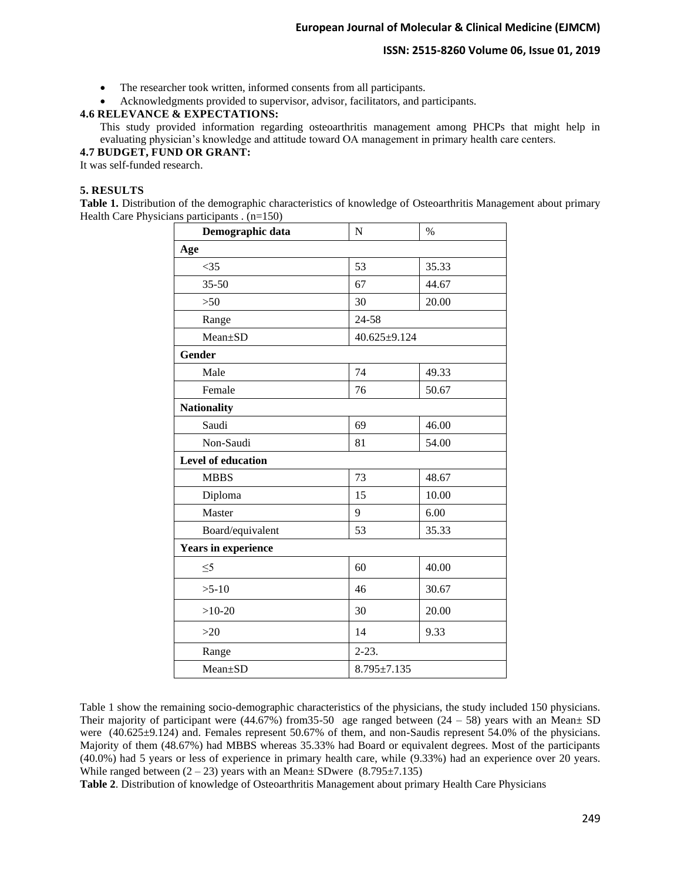- The researcher took written, informed consents from all participants.
- Acknowledgments provided to supervisor, advisor, facilitators, and participants.

### 4.6 RELEVANCE & EXPECTATIONS:

This study provided information regarding osteoarthritis management among PHCPs that might help in evaluating physician's knowledge and attitude toward OA management in primary health care centers.

### 4.7 BUDGET, FUND OR GRANT:

It was self-funded research.

## 5. RESULTS

**Table 1.** Distribution of the demographic characteristics of knowledge of Osteoarthritis Management about primary Health Care Physicians participants . (n=150)

| Demographic data | N | % |
|---|---|---|
| **Age** | | |
| <35 | 53 | 35.33 |
| 35-50 | 67 | 44.67 |
| >50 | 30 | 20.00 |
| Range | 24-58 | |
| Mean±SD | 40.625±9.124 | |
| **Gender** | | |
| Male | 74 | 49.33 |
| Female | 76 | 50.67 |
| **Nationality** | | |
| Saudi | 69 | 46.00 |
| Non-Saudi | 81 | 54.00 |
| **Level of education** | | |
| MBBS | 73 | 48.67 |
| Diploma | 15 | 10.00 |
| Master | 9 | 6.00 |
| Board/equivalent | 53 | 35.33 |
| **Years in experience** | | |
| ≤5 | 60 | 40.00 |
| >5-10 | 46 | 30.67 |
| >10-20 | 30 | 20.00 |
| >20 | 14 | 9.33 |
| Range | 2-23. | |
| Mean±SD | 8.795±7.135 | |

Table 1 show the remaining socio-demographic characteristics of the physicians, the study included 150 physicians. Their majority of participant were (44.67%) from35-50 age ranged between (24 – 58) years with an Mean± SD were (40.625±9.124) and. Females represent 50.67% of them, and non-Saudis represent 54.0% of the physicians. Majority of them (48.67%) had MBBS whereas 35.33% had Board or equivalent degrees. Most of the participants (40.0%) had 5 years or less of experience in primary health care, while (9.33%) had an experience over 20 years. While ranged between (2 – 23) years with an Mean± SDwere (8.795±7.135)

**Table 2**. Distribution of knowledge of Osteoarthritis Management about primary Health Care Physicians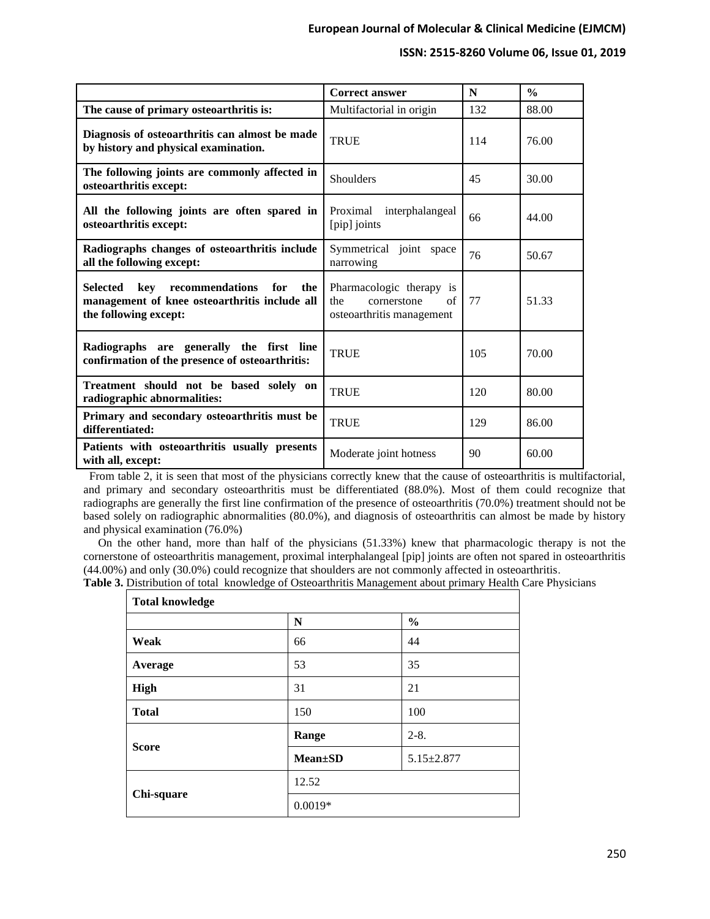| | Correct answer | N | % |
|---|---|---|---|
| **The cause of primary osteoarthritis is:** | Multifactorial in origin | 132 | 88.00 |
| **Diagnosis of osteoarthritis can almost be made by history and physical examination.** | TRUE | 114 | 76.00 |
| **The following joints are commonly affected in osteoarthritis except:** | Shoulders | 45 | 30.00 |
| **All the following joints are often spared in osteoarthritis except:** | Proximal interphalangeal [pip] joints | 66 | 44.00 |
| **Radiographs changes of osteoarthritis include all the following except:** | Symmetrical joint space narrowing | 76 | 50.67 |
| **Selected key recommendations for the management of knee osteoarthritis include all the following except:** | Pharmacologic therapy is the cornerstone of osteoarthritis management | 77 | 51.33 |
| **Radiographs are generally the first line confirmation of the presence of osteoarthritis:** | TRUE | 105 | 70.00 |
| **Treatment should not be based solely on radiographic abnormalities:** | TRUE | 120 | 80.00 |
| **Primary and secondary osteoarthritis must be differentiated:** | TRUE | 129 | 86.00 |
| **Patients with osteoarthritis usually presents with all, except:** | Moderate joint hotness | 90 | 60.00 |

From table 2, it is seen that most of the physicians correctly knew that the cause of osteoarthritis is multifactorial, and primary and secondary osteoarthritis must be differentiated (88.0%). Most of them could recognize that radiographs are generally the first line confirmation of the presence of osteoarthritis (70.0%) treatment should not be based solely on radiographic abnormalities (80.0%), and diagnosis of osteoarthritis can almost be made by history and physical examination (76.0%)

On the other hand, more than half of the physicians (51.33%) knew that pharmacologic therapy is not the cornerstone of osteoarthritis management, proximal interphalangeal [pip] joints are often not spared in osteoarthritis (44.00%) and only (30.0%) could recognize that shoulders are not commonly affected in osteoarthritis.

**Table 3.** Distribution of total knowledge of Osteoarthritis Management about primary Health Care Physicians

| **Total knowledge** | | |
|---|---|---|
| | **N** | **%** |
| **Weak** | 66 | 44 |
| **Average** | 53 | 35 |
| **High** | 31 | 21 |
| **Total** | 150 | 100 |
| **Score** | **Range** | 2-8. |
| | **Mean±SD** | 5.15±2.877 |
| **Chi-square** | 12.52 | |
| | 0.0019* | |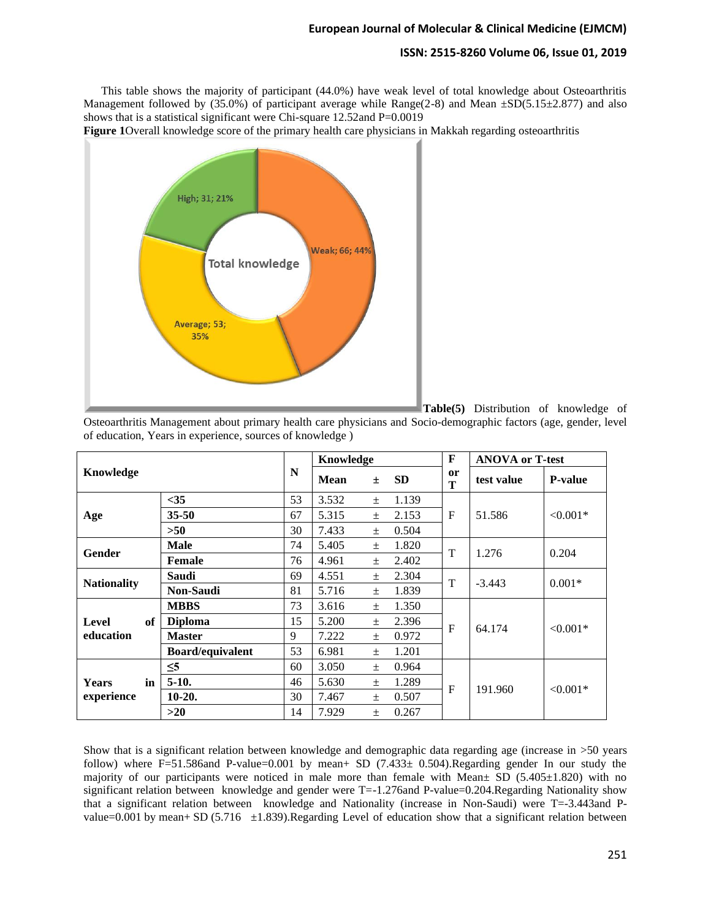This table shows the majority of participant (44.0%) have weak level of total knowledge about Osteoarthritis Management followed by (35.0%) of participant average while Range(2-8) and Mean ±SD(5.15±2.877) and also shows that is a statistical significant were Chi-square 12.52and P=0.0019

**Figure 1**Overall knowledge score of the primary health care physicians in Makkah regarding osteoarthritis

**Table(5)** Distribution of knowledge of Osteoarthritis Management about primary health care physicians and Socio-demographic factors (age, gender, level of education, Years in experience, sources of knowledge )

| Knowledge | | N | Knowledge | | | F or T | ANOVA or T-test | |
|---|---|---|---|---|---|---|---|---|
| | | | Mean | ± | SD | | test value | P-value |
| Age | <35 | 53 | 3.532 | ± | 1.139 | F | 51.586 | <0.001* |
| | 35-50 | 67 | 5.315 | ± | 2.153 | | | |
| | >50 | 30 | 7.433 | ± | 0.504 | | | |
| Gender | Male | 74 | 5.405 | ± | 1.820 | T | 1.276 | 0.204 |
| | Female | 76 | 4.961 | ± | 2.402 | | | |
| Nationality | Saudi | 69 | 4.551 | ± | 2.304 | T | -3.443 | 0.001* |
| | Non-Saudi | 81 | 5.716 | ± | 1.839 | | | |
| Level of education | MBBS | 73 | 3.616 | ± | 1.350 | F | 64.174 | <0.001* |
| | Diploma | 15 | 5.200 | ± | 2.396 | | | |
| | Master | 9 | 7.222 | ± | 0.972 | | | |
| | Board/equivalent | 53 | 6.981 | ± | 1.201 | | | |
| Years in experience | ≤5 | 60 | 3.050 | ± | 0.964 | F | 191.960 | <0.001* |
| | 5-10. | 46 | 5.630 | ± | 1.289 | | | |
| | 10-20. | 30 | 7.467 | ± | 0.507 | | | |
| | >20 | 14 | 7.929 | ± | 0.267 | | | |

Show that is a significant relation between knowledge and demographic data regarding age (increase in >50 years follow) where F=51.586and P-value=0.001 by mean+ SD (7.433± 0.504).Regarding gender In our study the majority of our participants were noticed in male more than female with Mean± SD (5.405±1.820) with no significant relation between knowledge and gender were T=-1.276and P-value=0.204.Regarding Nationality show that a significant relation between knowledge and Nationality (increase in Non-Saudi) were T=-3.443and P-value=0.001 by mean+ SD (5.716 ±1.839).Regarding Level of education show that a significant relation between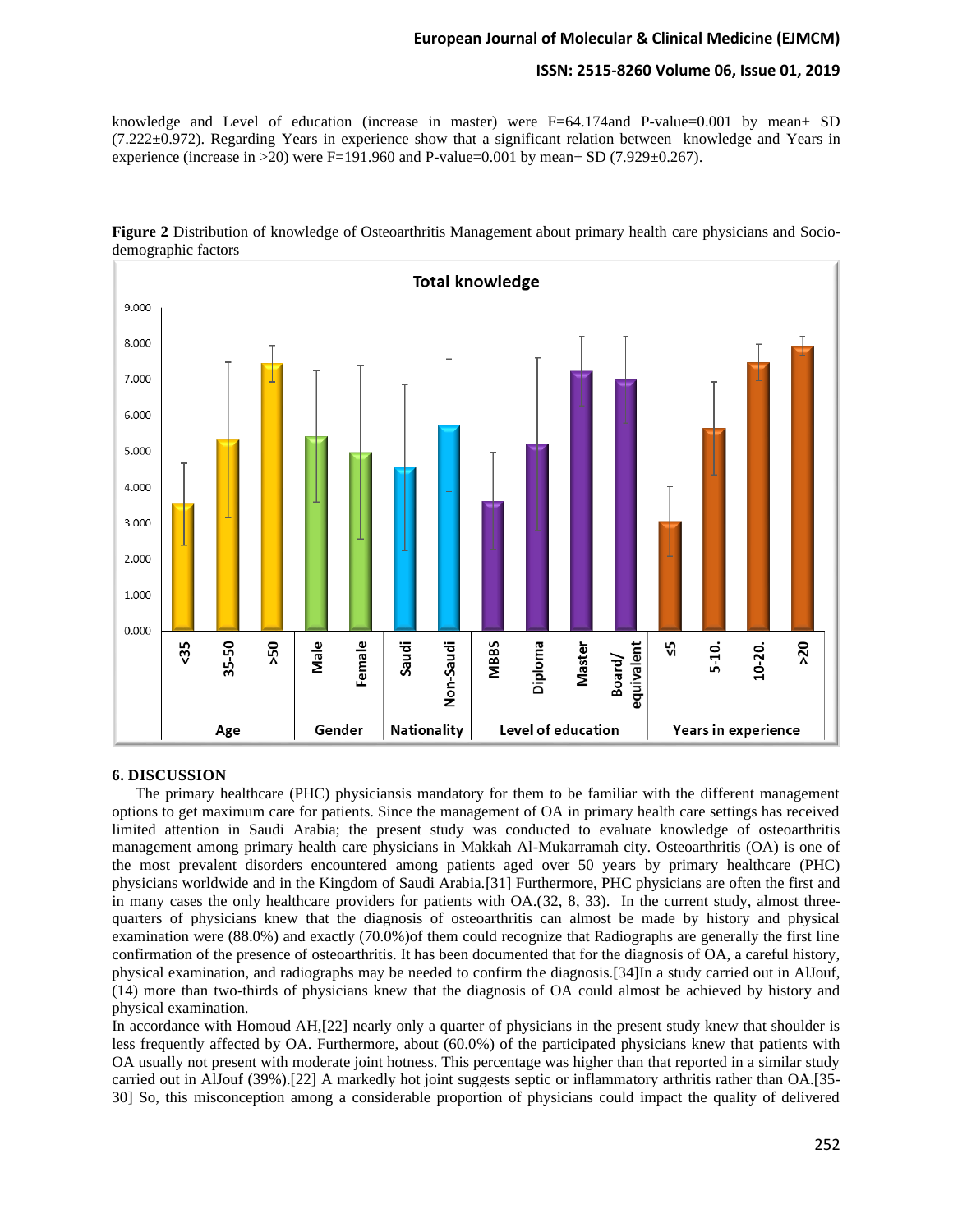knowledge and Level of education (increase in master) were F=64.174and P-value=0.001 by mean+ SD (7.222±0.972). Regarding Years in experience show that a significant relation between knowledge and Years in experience (increase in >20) were F=191.960 and P-value=0.001 by mean+ SD (7.929±0.267).

**Figure 2** Distribution of knowledge of Osteoarthritis Management about primary health care physicians and Socio-demographic factors

## 6. DISCUSSION

The primary healthcare (PHC) physiciansis mandatory for them to be familiar with the different management options to get maximum care for patients. Since the management of OA in primary health care settings has received limited attention in Saudi Arabia; the present study was conducted to evaluate knowledge of osteoarthritis management among primary health care physicians in Makkah Al-Mukarramah city. Osteoarthritis (OA) is one of the most prevalent disorders encountered among patients aged over 50 years by primary healthcare (PHC) physicians worldwide and in the Kingdom of Saudi Arabia.[31] Furthermore, PHC physicians are often the first and in many cases the only healthcare providers for patients with OA.(32, 8, 33). In the current study, almost three-quarters of physicians knew that the diagnosis of osteoarthritis can almost be made by history and physical examination were (88.0%) and exactly (70.0%)of them could recognize that Radiographs are generally the first line confirmation of the presence of osteoarthritis. It has been documented that for the diagnosis of OA, a careful history, physical examination, and radiographs may be needed to confirm the diagnosis.[34]In a study carried out in AlJouf, (14) more than two-thirds of physicians knew that the diagnosis of OA could almost be achieved by history and physical examination.

In accordance with Homoud AH,[22] nearly only a quarter of physicians in the present study knew that shoulder is less frequently affected by OA. Furthermore, about (60.0%) of the participated physicians knew that patients with OA usually not present with moderate joint hotness. This percentage was higher than that reported in a similar study carried out in AlJouf (39%).[22] A markedly hot joint suggests septic or inflammatory arthritis rather than OA.[35-30] So, this misconception among a considerable proportion of physicians could impact the quality of delivered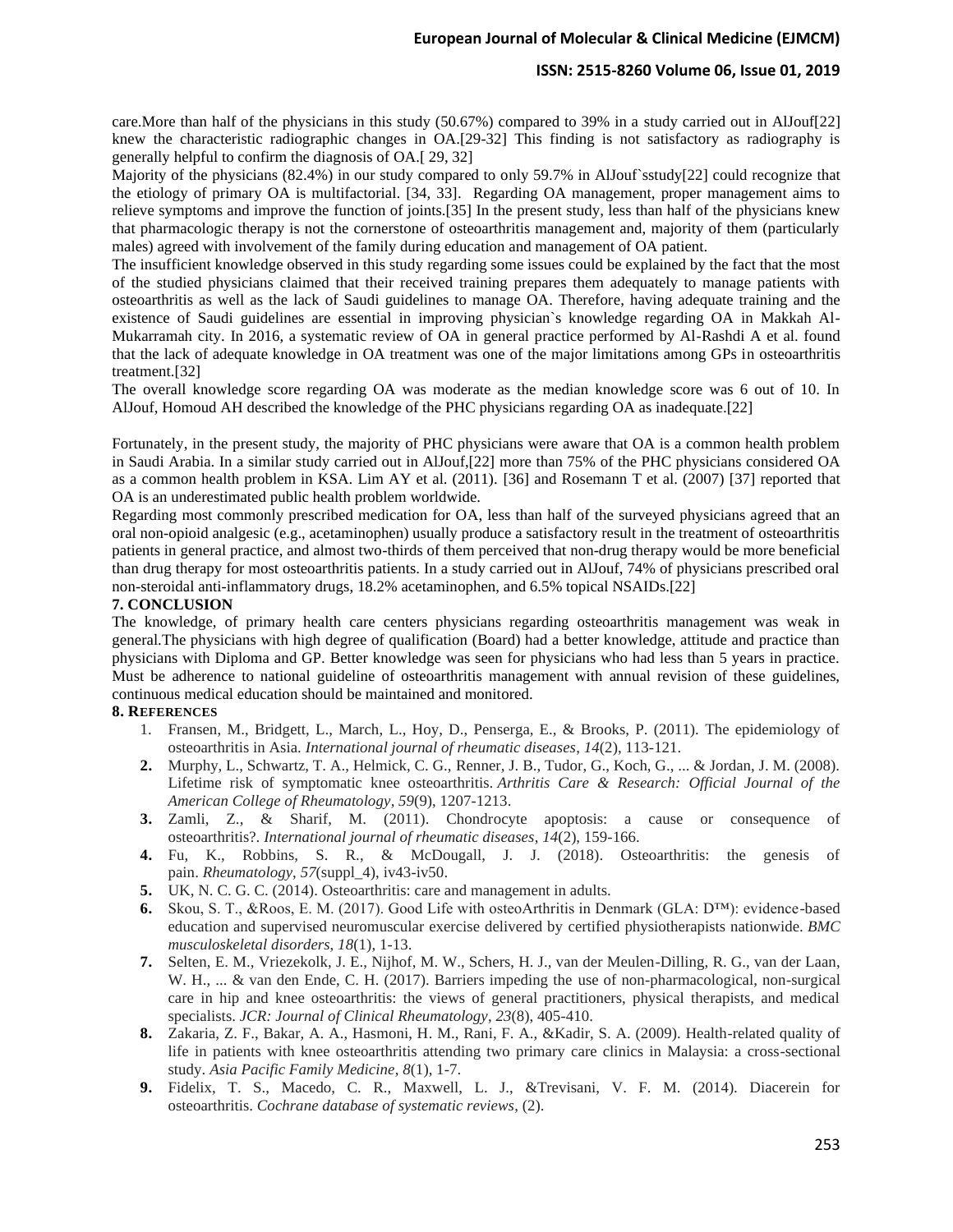care.More than half of the physicians in this study (50.67%) compared to 39% in a study carried out in AlJouf[22] knew the characteristic radiographic changes in OA.[29-32] This finding is not satisfactory as radiography is generally helpful to confirm the diagnosis of OA.[ 29, 32]

Majority of the physicians (82.4%) in our study compared to only 59.7% in AlJouf`sstudy[22] could recognize that the etiology of primary OA is multifactorial. [34, 33]. Regarding OA management, proper management aims to relieve symptoms and improve the function of joints.[35] In the present study, less than half of the physicians knew that pharmacologic therapy is not the cornerstone of osteoarthritis management and, majority of them (particularly males) agreed with involvement of the family during education and management of OA patient.

The insufficient knowledge observed in this study regarding some issues could be explained by the fact that the most of the studied physicians claimed that their received training prepares them adequately to manage patients with osteoarthritis as well as the lack of Saudi guidelines to manage OA. Therefore, having adequate training and the existence of Saudi guidelines are essential in improving physician`s knowledge regarding OA in Makkah Al-Mukarramah city. In 2016, a systematic review of OA in general practice performed by Al-Rashdi A et al. found that the lack of adequate knowledge in OA treatment was one of the major limitations among GPs in osteoarthritis treatment.[32]

The overall knowledge score regarding OA was moderate as the median knowledge score was 6 out of 10. In AlJouf, Homoud AH described the knowledge of the PHC physicians regarding OA as inadequate.[22]

Fortunately, in the present study, the majority of PHC physicians were aware that OA is a common health problem in Saudi Arabia. In a similar study carried out in AlJouf,[22] more than 75% of the PHC physicians considered OA as a common health problem in KSA. Lim AY et al. (2011). [36] and Rosemann T et al. (2007) [37] reported that OA is an underestimated public health problem worldwide.

Regarding most commonly prescribed medication for OA, less than half of the surveyed physicians agreed that an oral non-opioid analgesic (e.g., acetaminophen) usually produce a satisfactory result in the treatment of osteoarthritis patients in general practice, and almost two-thirds of them perceived that non-drug therapy would be more beneficial than drug therapy for most osteoarthritis patients. In a study carried out in AlJouf, 74% of physicians prescribed oral non-steroidal anti-inflammatory drugs, 18.2% acetaminophen, and 6.5% topical NSAIDs.[22]

## 7. CONCLUSION

The knowledge, of primary health care centers physicians regarding osteoarthritis management was weak in general.The physicians with high degree of qualification (Board) had a better knowledge, attitude and practice than physicians with Diploma and GP. Better knowledge was seen for physicians who had less than 5 years in practice. Must be adherence to national guideline of osteoarthritis management with annual revision of these guidelines, continuous medical education should be maintained and monitored.

## 8. REFERENCES

1. Fransen, M., Bridgett, L., March, L., Hoy, D., Penserga, E., & Brooks, P. (2011). The epidemiology of osteoarthritis in Asia. *International journal of rheumatic diseases*, *14*(2), 113-121.
2. Murphy, L., Schwartz, T. A., Helmick, C. G., Renner, J. B., Tudor, G., Koch, G., ... & Jordan, J. M. (2008). Lifetime risk of symptomatic knee osteoarthritis. *Arthritis Care & Research: Official Journal of the American College of Rheumatology*, *59*(9), 1207-1213.
3. Zamli, Z., & Sharif, M. (2011). Chondrocyte apoptosis: a cause or consequence of osteoarthritis?. *International journal of rheumatic diseases*, *14*(2), 159-166.
4. Fu, K., Robbins, S. R., & McDougall, J. J. (2018). Osteoarthritis: the genesis of pain. *Rheumatology*, *57*(suppl_4), iv43-iv50.
5. UK, N. C. G. C. (2014). Osteoarthritis: care and management in adults.
6. Skou, S. T., &Roos, E. M. (2017). Good Life with osteoArthritis in Denmark (GLA: D™): evidence-based education and supervised neuromuscular exercise delivered by certified physiotherapists nationwide. *BMC musculoskeletal disorders*, *18*(1), 1-13.
7. Selten, E. M., Vriezekolk, J. E., Nijhof, M. W., Schers, H. J., van der Meulen-Dilling, R. G., van der Laan, W. H., ... & van den Ende, C. H. (2017). Barriers impeding the use of non-pharmacological, non-surgical care in hip and knee osteoarthritis: the views of general practitioners, physical therapists, and medical specialists. *JCR: Journal of Clinical Rheumatology*, *23*(8), 405-410.
8. Zakaria, Z. F., Bakar, A. A., Hasmoni, H. M., Rani, F. A., &Kadir, S. A. (2009). Health-related quality of life in patients with knee osteoarthritis attending two primary care clinics in Malaysia: a cross-sectional study. *Asia Pacific Family Medicine*, *8*(1), 1-7.
9. Fidelix, T. S., Macedo, C. R., Maxwell, L. J., &Trevisani, V. F. M. (2014). Diacerein for osteoarthritis. *Cochrane database of systematic reviews*, (2).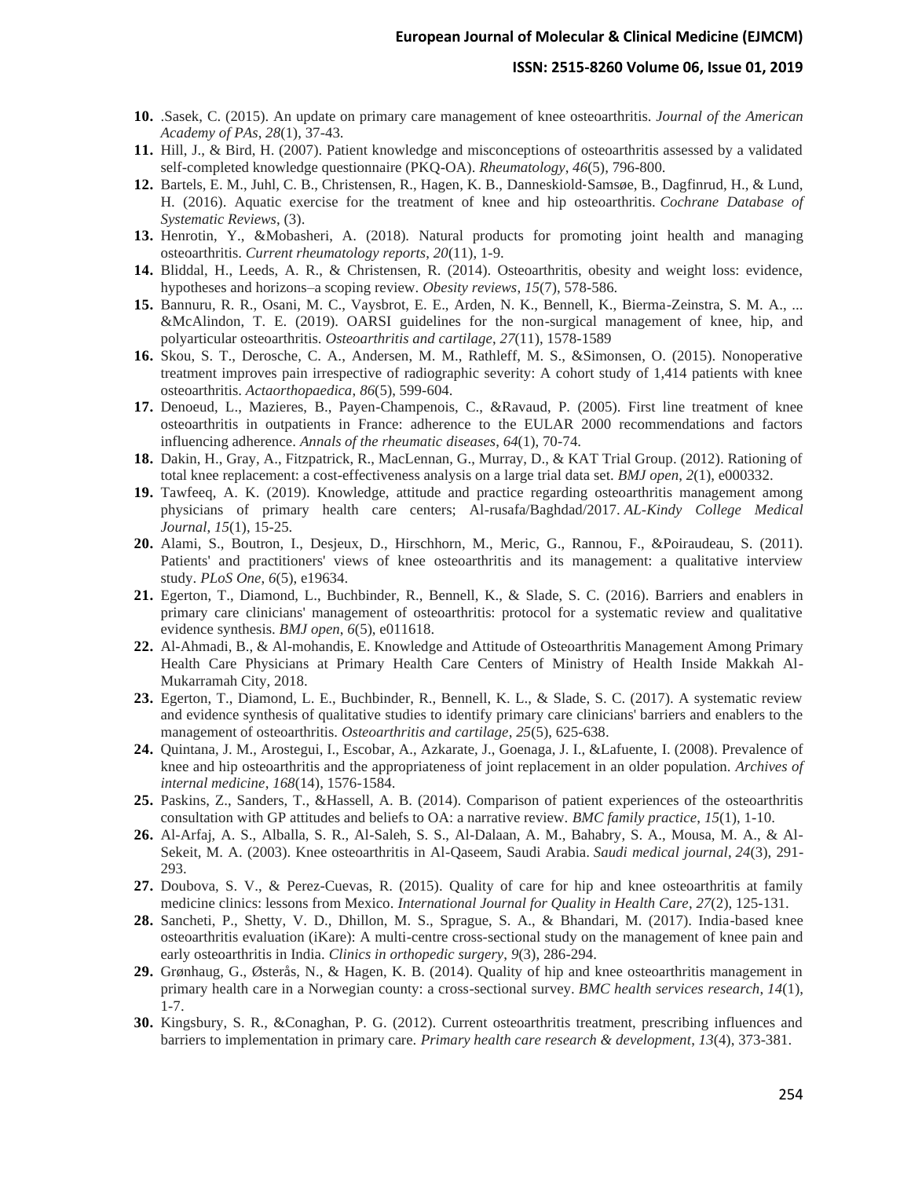10. .Sasek, C. (2015). An update on primary care management of knee osteoarthritis. *Journal of the American Academy of PAs*, *28*(1), 37-43.
11. Hill, J., & Bird, H. (2007). Patient knowledge and misconceptions of osteoarthritis assessed by a validated self-completed knowledge questionnaire (PKQ-OA). *Rheumatology*, *46*(5), 796-800.
12. Bartels, E. M., Juhl, C. B., Christensen, R., Hagen, K. B., Danneskiold‐Samsøe, B., Dagfinrud, H., & Lund, H. (2016). Aquatic exercise for the treatment of knee and hip osteoarthritis. *Cochrane Database of Systematic Reviews*, (3).
13. Henrotin, Y., &Mobasheri, A. (2018). Natural products for promoting joint health and managing osteoarthritis. *Current rheumatology reports*, *20*(11), 1-9.
14. Bliddal, H., Leeds, A. R., & Christensen, R. (2014). Osteoarthritis, obesity and weight loss: evidence, hypotheses and horizons–a scoping review. *Obesity reviews*, *15*(7), 578-586.
15. Bannuru, R. R., Osani, M. C., Vaysbrot, E. E., Arden, N. K., Bennell, K., Bierma-Zeinstra, S. M. A., ... &McAlindon, T. E. (2019). OARSI guidelines for the non-surgical management of knee, hip, and polyarticular osteoarthritis. *Osteoarthritis and cartilage*, *27*(11), 1578-1589
16. Skou, S. T., Derosche, C. A., Andersen, M. M., Rathleff, M. S., &Simonsen, O. (2015). Nonoperative treatment improves pain irrespective of radiographic severity: A cohort study of 1,414 patients with knee osteoarthritis. *Actaorthopaedica*, *86*(5), 599-604.
17. Denoeud, L., Mazieres, B., Payen-Champenois, C., &Ravaud, P. (2005). First line treatment of knee osteoarthritis in outpatients in France: adherence to the EULAR 2000 recommendations and factors influencing adherence. *Annals of the rheumatic diseases*, *64*(1), 70-74.
18. Dakin, H., Gray, A., Fitzpatrick, R., MacLennan, G., Murray, D., & KAT Trial Group. (2012). Rationing of total knee replacement: a cost-effectiveness analysis on a large trial data set. *BMJ open*, *2*(1), e000332.
19. Tawfeeq, A. K. (2019). Knowledge, attitude and practice regarding osteoarthritis management among physicians of primary health care centers; Al-rusafa/Baghdad/2017. *AL-Kindy College Medical Journal*, *15*(1), 15-25.
20. Alami, S., Boutron, I., Desjeux, D., Hirschhorn, M., Meric, G., Rannou, F., &Poiraudeau, S. (2011). Patients' and practitioners' views of knee osteoarthritis and its management: a qualitative interview study. *PLoS One*, *6*(5), e19634.
21. Egerton, T., Diamond, L., Buchbinder, R., Bennell, K., & Slade, S. C. (2016). Barriers and enablers in primary care clinicians' management of osteoarthritis: protocol for a systematic review and qualitative evidence synthesis. *BMJ open*, *6*(5), e011618.
22. Al-Ahmadi, B., & Al-mohandis, E. Knowledge and Attitude of Osteoarthritis Management Among Primary Health Care Physicians at Primary Health Care Centers of Ministry of Health Inside Makkah Al-Mukarramah City, 2018.
23. Egerton, T., Diamond, L. E., Buchbinder, R., Bennell, K. L., & Slade, S. C. (2017). A systematic review and evidence synthesis of qualitative studies to identify primary care clinicians' barriers and enablers to the management of osteoarthritis. *Osteoarthritis and cartilage*, *25*(5), 625-638.
24. Quintana, J. M., Arostegui, I., Escobar, A., Azkarate, J., Goenaga, J. I., &Lafuente, I. (2008). Prevalence of knee and hip osteoarthritis and the appropriateness of joint replacement in an older population. *Archives of internal medicine*, *168*(14), 1576-1584.
25. Paskins, Z., Sanders, T., &Hassell, A. B. (2014). Comparison of patient experiences of the osteoarthritis consultation with GP attitudes and beliefs to OA: a narrative review. *BMC family practice*, *15*(1), 1-10.
26. Al-Arfaj, A. S., Alballa, S. R., Al-Saleh, S. S., Al-Dalaan, A. M., Bahabry, S. A., Mousa, M. A., & Al-Sekeit, M. A. (2003). Knee osteoarthritis in Al-Qaseem, Saudi Arabia. *Saudi medical journal*, *24*(3), 291-293.
27. Doubova, S. V., & Perez-Cuevas, R. (2015). Quality of care for hip and knee osteoarthritis at family medicine clinics: lessons from Mexico. *International Journal for Quality in Health Care*, *27*(2), 125-131.
28. Sancheti, P., Shetty, V. D., Dhillon, M. S., Sprague, S. A., & Bhandari, M. (2017). India-based knee osteoarthritis evaluation (iKare): A multi-centre cross-sectional study on the management of knee pain and early osteoarthritis in India. *Clinics in orthopedic surgery*, *9*(3), 286-294.
29. Grønhaug, G., Østerås, N., & Hagen, K. B. (2014). Quality of hip and knee osteoarthritis management in primary health care in a Norwegian county: a cross-sectional survey. *BMC health services research*, *14*(1), 1-7.
30. Kingsbury, S. R., &Conaghan, P. G. (2012). Current osteoarthritis treatment, prescribing influences and barriers to implementation in primary care. *Primary health care research & development*, *13*(4), 373-381.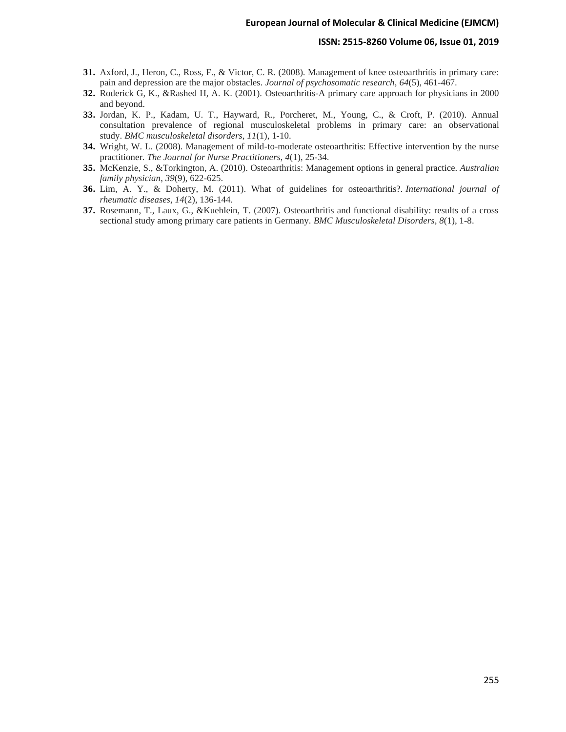31. Axford, J., Heron, C., Ross, F., & Victor, C. R. (2008). Management of knee osteoarthritis in primary care: pain and depression are the major obstacles. *Journal of psychosomatic research*, *64*(5), 461-467.
32. Roderick G, K., &Rashed H, A. K. (2001). Osteoarthritis-A primary care approach for physicians in 2000 and beyond.
33. Jordan, K. P., Kadam, U. T., Hayward, R., Porcheret, M., Young, C., & Croft, P. (2010). Annual consultation prevalence of regional musculoskeletal problems in primary care: an observational study. *BMC musculoskeletal disorders*, *11*(1), 1-10.
34. Wright, W. L. (2008). Management of mild-to-moderate osteoarthritis: Effective intervention by the nurse practitioner. *The Journal for Nurse Practitioners*, *4*(1), 25-34.
35. McKenzie, S., &Torkington, A. (2010). Osteoarthritis: Management options in general practice. *Australian family physician*, *39*(9), 622-625.
36. Lim, A. Y., & Doherty, M. (2011). What of guidelines for osteoarthritis?. *International journal of rheumatic diseases*, *14*(2), 136-144.
37. Rosemann, T., Laux, G., &Kuehlein, T. (2007). Osteoarthritis and functional disability: results of a cross sectional study among primary care patients in Germany. *BMC Musculoskeletal Disorders*, *8*(1), 1-8.